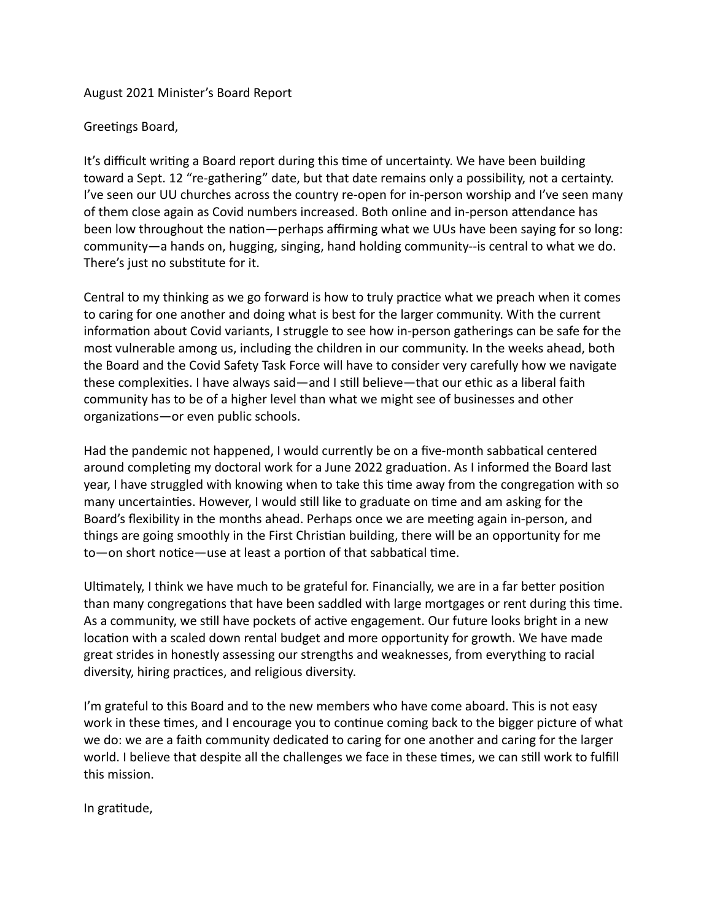August 2021 Minister's Board Report

Greetings Board,

It's difficult writing a Board report during this time of uncertainty. We have been building toward a Sept. 12 "re-gathering" date, but that date remains only a possibility, not a certainty. I've seen our UU churches across the country re-open for in-person worship and I've seen many of them close again as Covid numbers increased. Both online and in-person attendance has been low throughout the nation—perhaps affirming what we UUs have been saying for so long: community—a hands on, hugging, singing, hand holding community--is central to what we do. There's just no substitute for it.

Central to my thinking as we go forward is how to truly practice what we preach when it comes to caring for one another and doing what is best for the larger community. With the current information about Covid variants, I struggle to see how in-person gatherings can be safe for the most vulnerable among us, including the children in our community. In the weeks ahead, both the Board and the Covid Safety Task Force will have to consider very carefully how we navigate these complexities. I have always said—and I still believe—that our ethic as a liberal faith community has to be of a higher level than what we might see of businesses and other organizations—or even public schools.

Had the pandemic not happened, I would currently be on a five-month sabbatical centered around completing my doctoral work for a June 2022 graduation. As I informed the Board last year, I have struggled with knowing when to take this time away from the congregation with so many uncertainties. However, I would still like to graduate on time and am asking for the Board's flexibility in the months ahead. Perhaps once we are meeting again in-person, and things are going smoothly in the First Christian building, there will be an opportunity for me to—on short notice—use at least a portion of that sabbatical time.

Ultimately, I think we have much to be grateful for. Financially, we are in a far better position than many congregations that have been saddled with large mortgages or rent during this time. As a community, we still have pockets of active engagement. Our future looks bright in a new location with a scaled down rental budget and more opportunity for growth. We have made great strides in honestly assessing our strengths and weaknesses, from everything to racial diversity, hiring practices, and religious diversity.

I'm grateful to this Board and to the new members who have come aboard. This is not easy work in these times, and I encourage you to continue coming back to the bigger picture of what we do: we are a faith community dedicated to caring for one another and caring for the larger world. I believe that despite all the challenges we face in these times, we can still work to fulfill this mission.

In gratitude,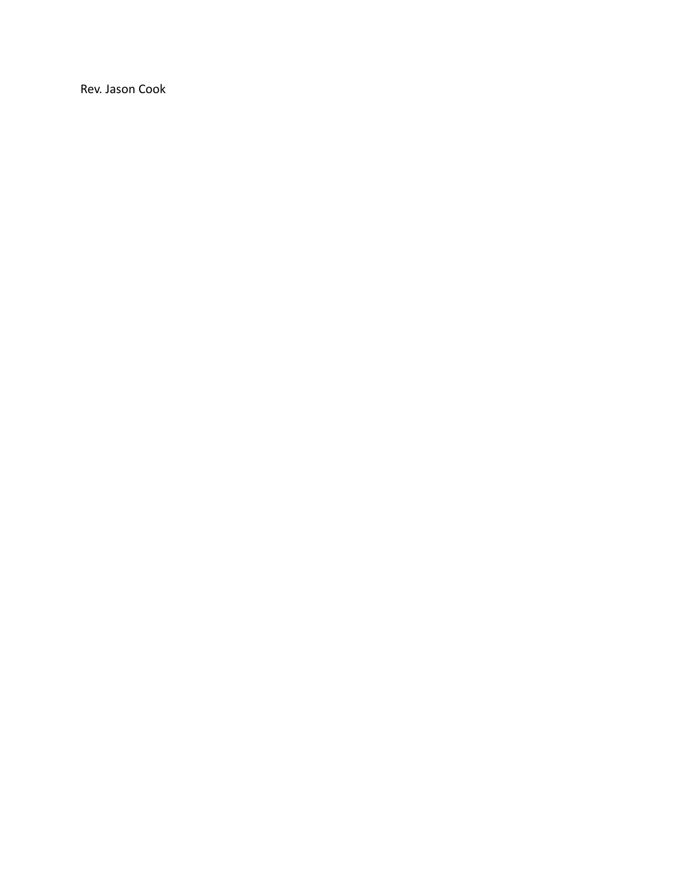Rev. Jason Cook